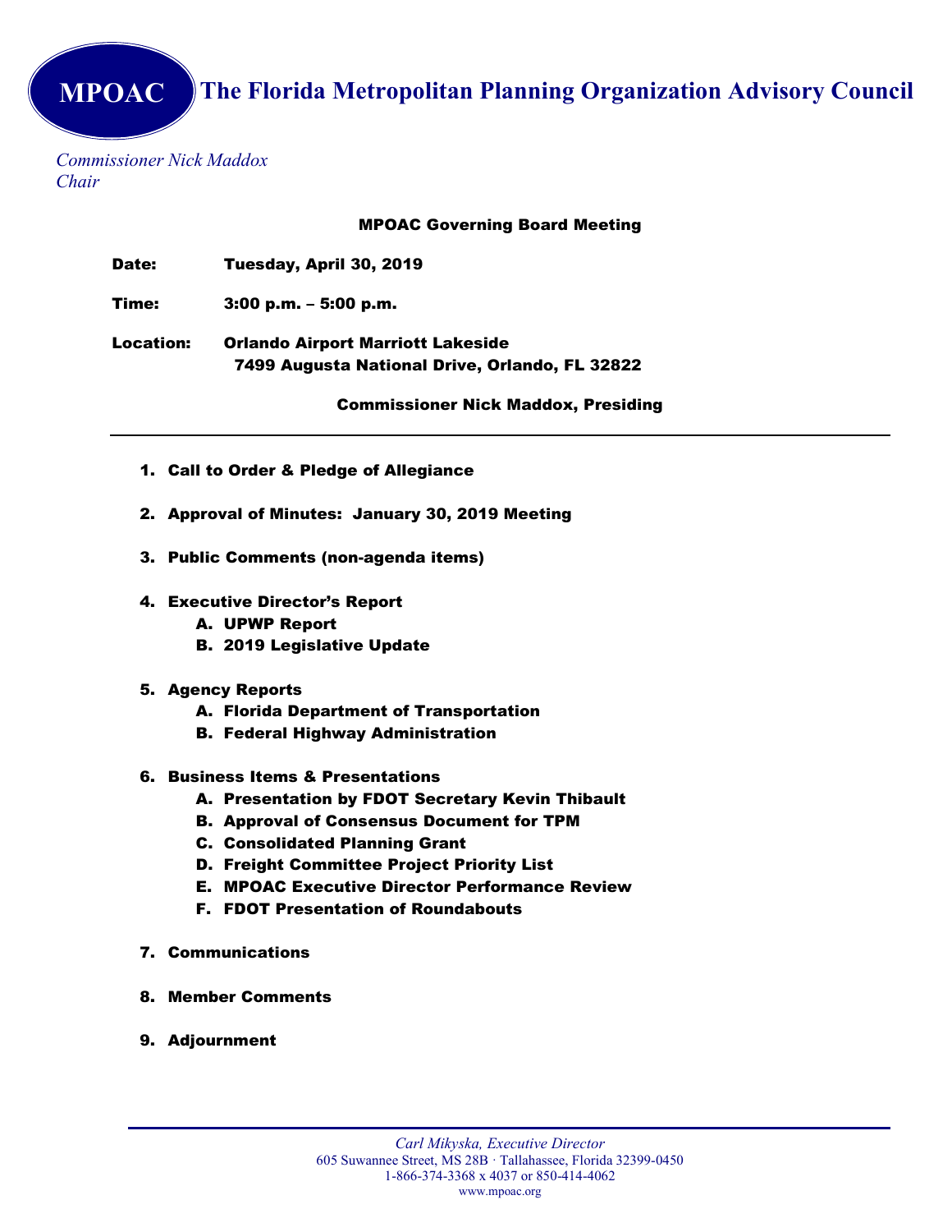# MPOAC The Florida Metropolitan Planning Organization Advisory Council

*Commissioner Nick Maddox*
*Chair*

**MPOAC Governing Board Meeting**

**Date:** Tuesday, April 30, 2019

**Time:** 3:00 p.m. – 5:00 p.m.

**Location:** Orlando Airport Marriott Lakeside
7499 Augusta National Drive, Orlando, FL 32822

**Commissioner Nick Maddox, Presiding**

---

1. Call to Order & Pledge of Allegiance

2. Approval of Minutes: January 30, 2019 Meeting

3. Public Comments (non-agenda items)

4. Executive Director's Report
   - A. UPWP Report
   - B. 2019 Legislative Update

5. Agency Reports
   - A. Florida Department of Transportation
   - B. Federal Highway Administration

6. Business Items & Presentations
   - A. Presentation by FDOT Secretary Kevin Thibault
   - B. Approval of Consensus Document for TPM
   - C. Consolidated Planning Grant
   - D. Freight Committee Project Priority List
   - E. MPOAC Executive Director Performance Review
   - F. FDOT Presentation of Roundabouts

7. Communications

8. Member Comments

9. Adjournment

---

*Carl Mikyska, Executive Director*
605 Suwannee Street, MS 28B · Tallahassee, Florida 32399-0450
1-866-374-3368 x 4037 or 850-414-4062
www.mpoac.org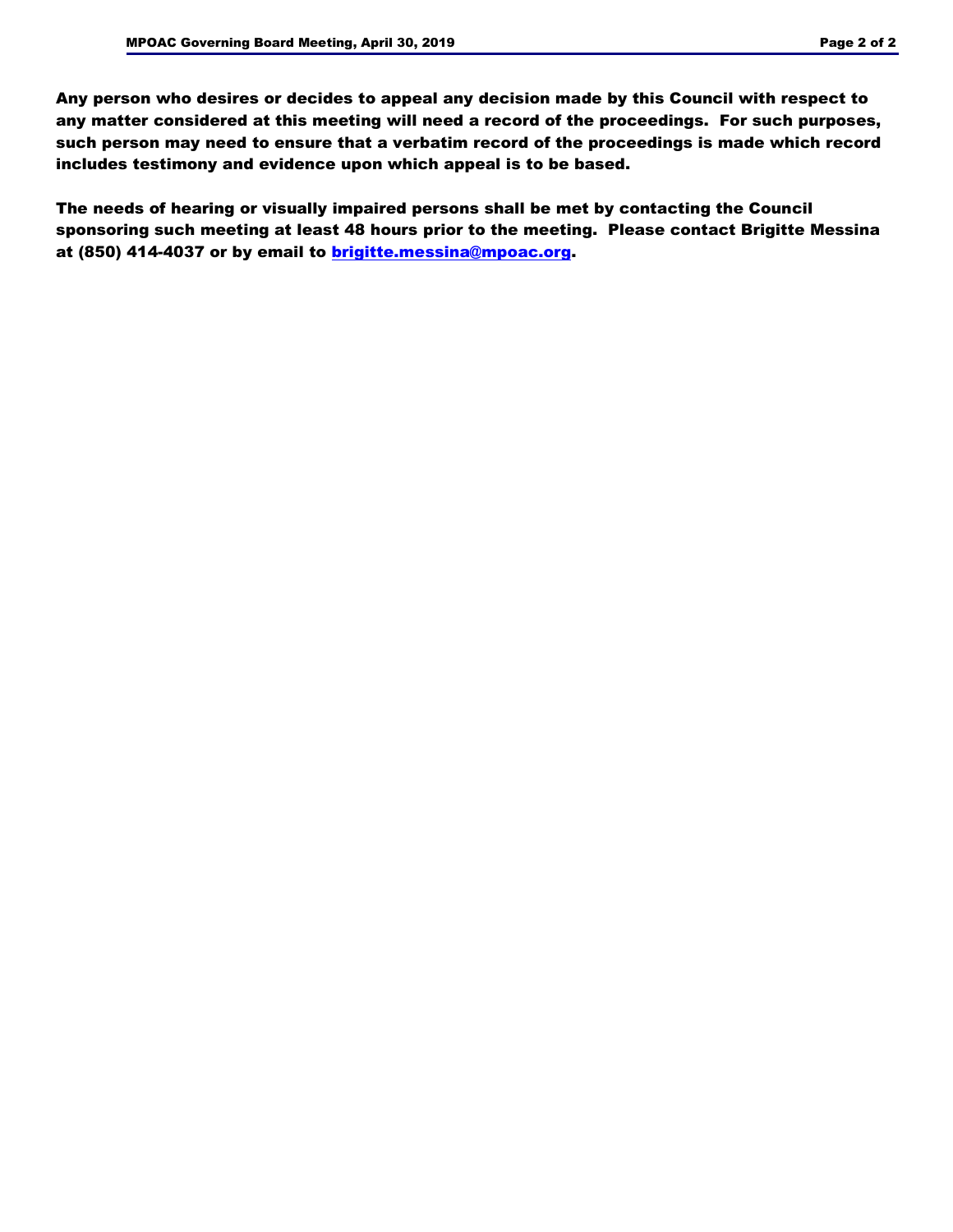**Any person who desires or decides to appeal any decision made by this Council with respect to any matter considered at this meeting will need a record of the proceedings. For such purposes, such person may need to ensure that a verbatim record of the proceedings is made which record includes testimony and evidence upon which appeal is to be based.**

**The needs of hearing or visually impaired persons shall be met by contacting the Council sponsoring such meeting at least 48 hours prior to the meeting. Please contact Brigitte Messina at (850) 414-4037 or by email to brigitte.messina@mpoac.org.**